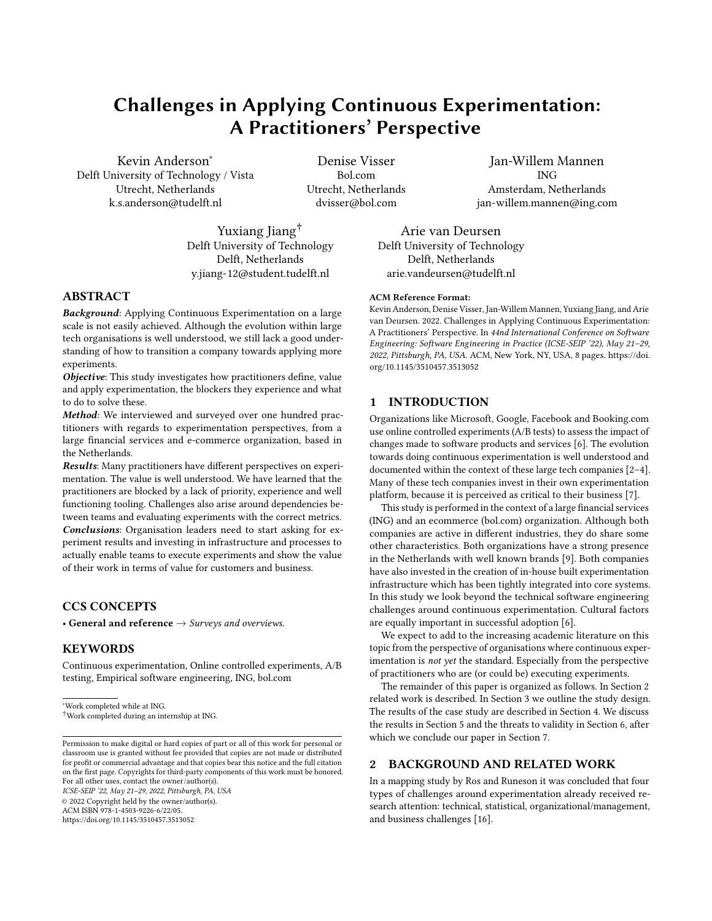# Challenges in Applying Continuous Experimentation: A Practitioners' Perspective

Kevin Anderson[*]
Delft University of Technology / Vista
Utrecht, Netherlands
k.s.anderson@tudelft.nl

Denise Visser
Bol.com
Utrecht, Netherlands
dvisser@bol.com

Jan-Willem Mannen
ING
Amsterdam, Netherlands
jan-willem.mannen@ing.com

Yuxiang Jiang[†]
Delft University of Technology
Delft, Netherlands
y.jiang-12@student.tudelft.nl

Arie van Deursen
Delft University of Technology
Delft, Netherlands
arie.vandeursen@tudelft.nl

## ABSTRACT

***Background***: Applying Continuous Experimentation on a large scale is not easily achieved. Although the evolution within large tech organisations is well understood, we still lack a good understanding of how to transition a company towards applying more experiments.

***Objective***: This study investigates how practitioners define, value and apply experimentation, the blockers they experience and what to do to solve these.

***Method***: We interviewed and surveyed over one hundred practitioners with regards to experimentation perspectives, from a large financial services and e-commerce organization, based in the Netherlands.

***Results***: Many practitioners have different perspectives on experimentation. The value is well understood. We have learned that the practitioners are blocked by a lack of priority, experience and well functioning tooling. Challenges also arise around dependencies between teams and evaluating experiments with the correct metrics.

***Conclusions***: Organisation leaders need to start asking for experiment results and investing in infrastructure and processes to actually enable teams to execute experiments and show the value of their work in terms of value for customers and business.

## CCS CONCEPTS

• **General and reference** → *Surveys and overviews.*

## KEYWORDS

Continuous experimentation, Online controlled experiments, A/B testing, Empirical software engineering, ING, bol.com

[*]Work completed while at ING.
[†]Work completed during an internship at ING.

Permission to make digital or hard copies of part or all of this work for personal or classroom use is granted without fee provided that copies are not made or distributed for profit or commercial advantage and that copies bear this notice and the full citation on the first page. Copyrights for third-party components of this work must be honored. For all other uses, contact the owner/author(s).
*ICSE-SEIP '22, May 21–29, 2022, Pittsburgh, PA, USA*
© 2022 Copyright held by the owner/author(s).
ACM ISBN 978-1-4503-9226-6/22/05.
https://doi.org/10.1145/3510457.3513052

**ACM Reference Format:**
Kevin Anderson, Denise Visser, Jan-Willem Mannen, Yuxiang Jiang, and Arie van Deursen. 2022. Challenges in Applying Continuous Experimentation: A Practitioners' Perspective. In *44nd International Conference on Software Engineering: Software Engineering in Practice (ICSE-SEIP '22), May 21–29, 2022, Pittsburgh, PA, USA.* ACM, New York, NY, USA, 8 pages. https://doi.org/10.1145/3510457.3513052

## 1 INTRODUCTION

Organizations like Microsoft, Google, Facebook and Booking.com use online controlled experiments (A/B tests) to assess the impact of changes made to software products and services [6]. The evolution towards doing continuous experimentation is well understood and documented within the context of these large tech companies [2–4]. Many of these tech companies invest in their own experimentation platform, because it is perceived as critical to their business [7].

This study is performed in the context of a large financial services (ING) and an ecommerce (bol.com) organization. Although both companies are active in different industries, they do share some other characteristics. Both organizations have a strong presence in the Netherlands with well known brands [9]. Both companies have also invested in the creation of in-house built experimentation infrastructure which has been tightly integrated into core systems. In this study we look beyond the technical software engineering challenges around continuous experimentation. Cultural factors are equally important in successful adoption [6].

We expect to add to the increasing academic literature on this topic from the perspective of organisations where continuous experimentation is *not yet* the standard. Especially from the perspective of practitioners who are (or could be) executing experiments.

The remainder of this paper is organized as follows. In Section 2 related work is described. In Section 3 we outline the study design. The results of the case study are described in Section 4. We discuss the results in Section 5 and the threats to validity in Section 6, after which we conclude our paper in Section 7.

## 2 BACKGROUND AND RELATED WORK

In a mapping study by Ros and Runeson it was concluded that four types of challenges around experimentation already received research attention: technical, statistical, organizational/management, and business challenges [16].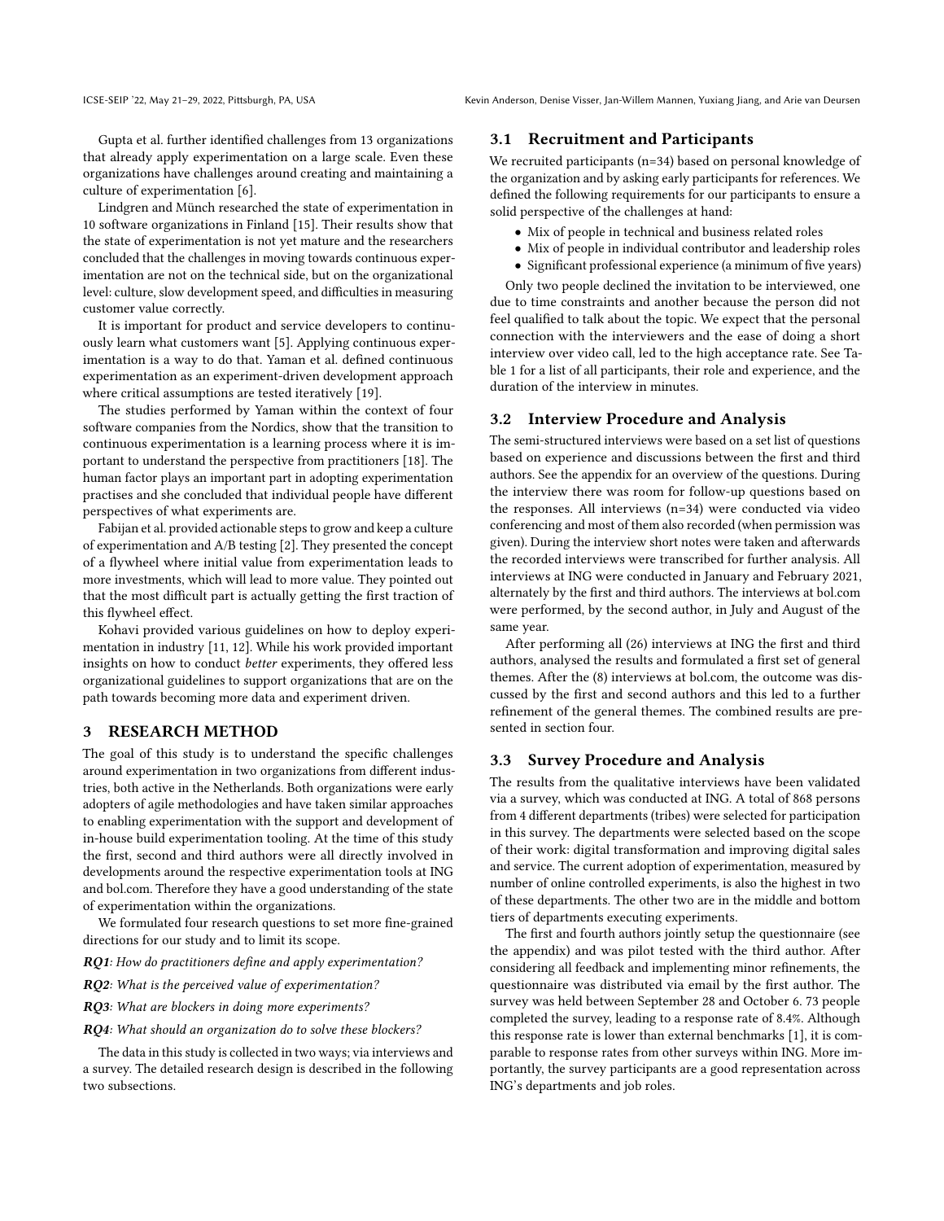Gupta et al. further identified challenges from 13 organizations that already apply experimentation on a large scale. Even these organizations have challenges around creating and maintaining a culture of experimentation [6].

Lindgren and Münch researched the state of experimentation in 10 software organizations in Finland [15]. Their results show that the state of experimentation is not yet mature and the researchers concluded that the challenges in moving towards continuous experimentation are not on the technical side, but on the organizational level: culture, slow development speed, and difficulties in measuring customer value correctly.

It is important for product and service developers to continuously learn what customers want [5]. Applying continuous experimentation is a way to do that. Yaman et al. defined continuous experimentation as an experiment-driven development approach where critical assumptions are tested iteratively [19].

The studies performed by Yaman within the context of four software companies from the Nordics, show that the transition to continuous experimentation is a learning process where it is important to understand the perspective from practitioners [18]. The human factor plays an important part in adopting experimentation practises and she concluded that individual people have different perspectives of what experiments are.

Fabijan et al. provided actionable steps to grow and keep a culture of experimentation and A/B testing [2]. They presented the concept of a flywheel where initial value from experimentation leads to more investments, which will lead to more value. They pointed out that the most difficult part is actually getting the first traction of this flywheel effect.

Kohavi provided various guidelines on how to deploy experimentation in industry [11, 12]. While his work provided important insights on how to conduct *better* experiments, they offered less organizational guidelines to support organizations that are on the path towards becoming more data and experiment driven.

## 3 RESEARCH METHOD

The goal of this study is to understand the specific challenges around experimentation in two organizations from different industries, both active in the Netherlands. Both organizations were early adopters of agile methodologies and have taken similar approaches to enabling experimentation with the support and development of in-house build experimentation tooling. At the time of this study the first, second and third authors were all directly involved in developments around the respective experimentation tools at ING and bol.com. Therefore they have a good understanding of the state of experimentation within the organizations.

We formulated four research questions to set more fine-grained directions for our study and to limit its scope.

***RQ1****: How do practitioners define and apply experimentation?*

***RQ2****: What is the perceived value of experimentation?*

***RQ3****: What are blockers in doing more experiments?*

***RQ4****: What should an organization do to solve these blockers?*

The data in this study is collected in two ways; via interviews and a survey. The detailed research design is described in the following two subsections.

### 3.1 Recruitment and Participants

We recruited participants (n=34) based on personal knowledge of the organization and by asking early participants for references. We defined the following requirements for our participants to ensure a solid perspective of the challenges at hand:

- Mix of people in technical and business related roles
- Mix of people in individual contributor and leadership roles
- Significant professional experience (a minimum of five years)

Only two people declined the invitation to be interviewed, one due to time constraints and another because the person did not feel qualified to talk about the topic. We expect that the personal connection with the interviewers and the ease of doing a short interview over video call, led to the high acceptance rate. See Table 1 for a list of all participants, their role and experience, and the duration of the interview in minutes.

### 3.2 Interview Procedure and Analysis

The semi-structured interviews were based on a set list of questions based on experience and discussions between the first and third authors. See the appendix for an overview of the questions. During the interview there was room for follow-up questions based on the responses. All interviews (n=34) were conducted via video conferencing and most of them also recorded (when permission was given). During the interview short notes were taken and afterwards the recorded interviews were transcribed for further analysis. All interviews at ING were conducted in January and February 2021, alternately by the first and third authors. The interviews at bol.com were performed, by the second author, in July and August of the same year.

After performing all (26) interviews at ING the first and third authors, analysed the results and formulated a first set of general themes. After the (8) interviews at bol.com, the outcome was discussed by the first and second authors and this led to a further refinement of the general themes. The combined results are presented in section four.

### 3.3 Survey Procedure and Analysis

The results from the qualitative interviews have been validated via a survey, which was conducted at ING. A total of 868 persons from 4 different departments (tribes) were selected for participation in this survey. The departments were selected based on the scope of their work: digital transformation and improving digital sales and service. The current adoption of experimentation, measured by number of online controlled experiments, is also the highest in two of these departments. The other two are in the middle and bottom tiers of departments executing experiments.

The first and fourth authors jointly setup the questionnaire (see the appendix) and was pilot tested with the third author. After considering all feedback and implementing minor refinements, the questionnaire was distributed via email by the first author. The survey was held between September 28 and October 6. 73 people completed the survey, leading to a response rate of 8.4%. Although this response rate is lower than external benchmarks [1], it is comparable to response rates from other surveys within ING. More importantly, the survey participants are a good representation across ING's departments and job roles.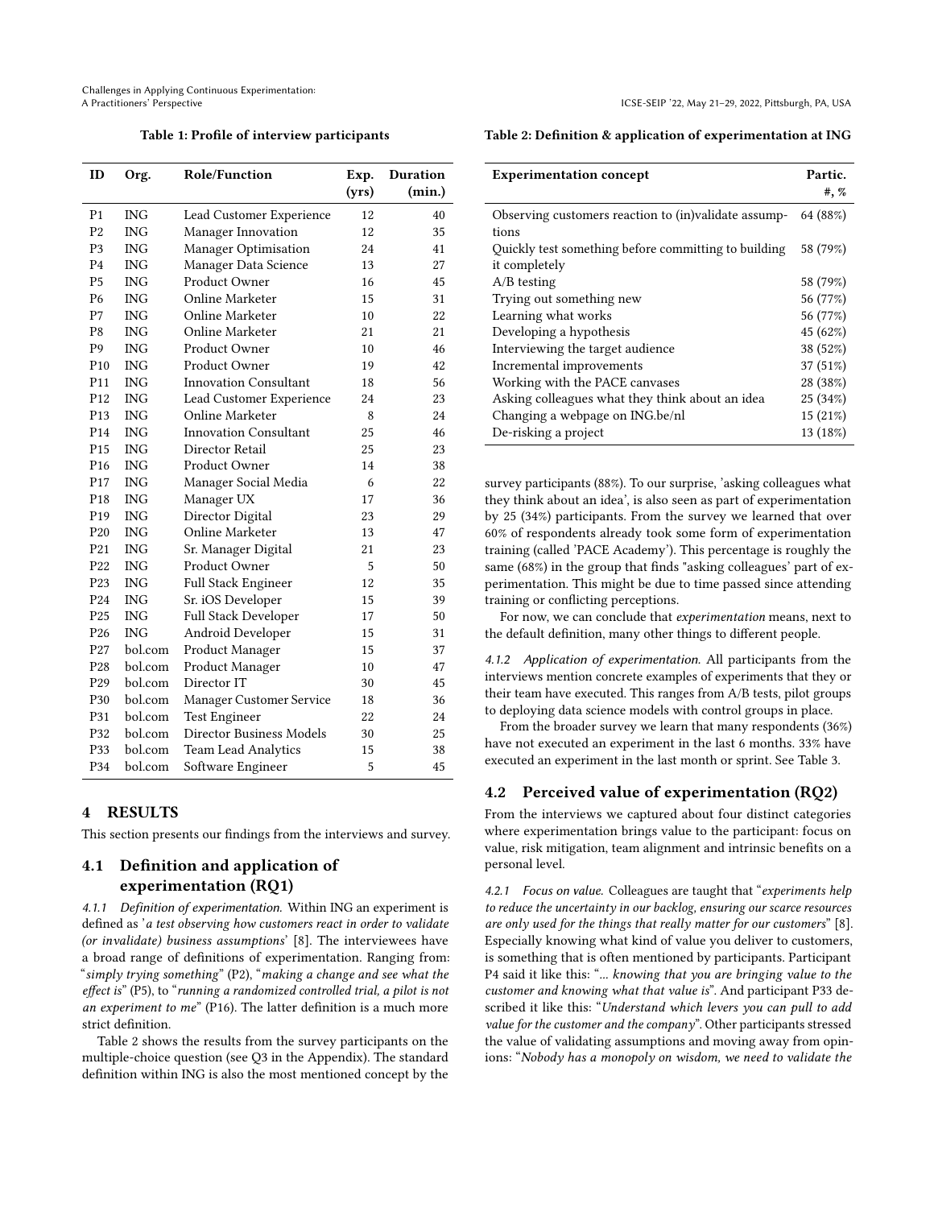**Table 1: Profile of interview participants**

| ID | Org. | Role/Function | Exp. (yrs) | Duration (min.) |
|---|---|---|---|---|
| P1 | ING | Lead Customer Experience | 12 | 40 |
| P2 | ING | Manager Innovation | 12 | 35 |
| P3 | ING | Manager Optimisation | 24 | 41 |
| P4 | ING | Manager Data Science | 13 | 27 |
| P5 | ING | Product Owner | 16 | 45 |
| P6 | ING | Online Marketer | 15 | 31 |
| P7 | ING | Online Marketer | 10 | 22 |
| P8 | ING | Online Marketer | 21 | 21 |
| P9 | ING | Product Owner | 10 | 46 |
| P10 | ING | Product Owner | 19 | 42 |
| P11 | ING | Innovation Consultant | 18 | 56 |
| P12 | ING | Lead Customer Experience | 24 | 23 |
| P13 | ING | Online Marketer | 8 | 24 |
| P14 | ING | Innovation Consultant | 25 | 46 |
| P15 | ING | Director Retail | 25 | 23 |
| P16 | ING | Product Owner | 14 | 38 |
| P17 | ING | Manager Social Media | 6 | 22 |
| P18 | ING | Manager UX | 17 | 36 |
| P19 | ING | Director Digital | 23 | 29 |
| P20 | ING | Online Marketer | 13 | 47 |
| P21 | ING | Sr. Manager Digital | 21 | 23 |
| P22 | ING | Product Owner | 5 | 50 |
| P23 | ING | Full Stack Engineer | 12 | 35 |
| P24 | ING | Sr. iOS Developer | 15 | 39 |
| P25 | ING | Full Stack Developer | 17 | 50 |
| P26 | ING | Android Developer | 15 | 31 |
| P27 | bol.com | Product Manager | 15 | 37 |
| P28 | bol.com | Product Manager | 10 | 47 |
| P29 | bol.com | Director IT | 30 | 45 |
| P30 | bol.com | Manager Customer Service | 18 | 36 |
| P31 | bol.com | Test Engineer | 22 | 24 |
| P32 | bol.com | Director Business Models | 30 | 25 |
| P33 | bol.com | Team Lead Analytics | 15 | 38 |
| P34 | bol.com | Software Engineer | 5 | 45 |

## 4 RESULTS

This section presents our findings from the interviews and survey.

### 4.1 Definition and application of experimentation (RQ1)

*4.1.1 Definition of experimentation.* Within ING an experiment is defined as '*a test observing how customers react in order to validate (or invalidate) business assumptions*' [8]. The interviewees have a broad range of definitions of experimentation. Ranging from: "*simply trying something*" (P2), "*making a change and see what the effect is*" (P5), to "*running a randomized controlled trial, a pilot is not an experiment to me*" (P16). The latter definition is a much more strict definition.

Table 2 shows the results from the survey participants on the multiple-choice question (see Q3 in the Appendix). The standard definition within ING is also the most mentioned concept by the survey participants (88%). To our surprise, 'asking colleagues what they think about an idea', is also seen as part of experimentation by 25 (34%) participants. From the survey we learned that over 60% of respondents already took some form of experimentation training (called 'PACE Academy'). This percentage is roughly the same (68%) in the group that finds "asking colleagues' part of experimentation. This might be due to time passed since attending training or conflicting perceptions.

**Table 2: Definition & application of experimentation at ING**

| Experimentation concept | Partic. #, % |
|---|---|
| Observing customers reaction to (in)validate assumptions | 64 (88%) |
| Quickly test something before committing to building it completely | 58 (79%) |
| A/B testing | 58 (79%) |
| Trying out something new | 56 (77%) |
| Learning what works | 56 (77%) |
| Developing a hypothesis | 45 (62%) |
| Interviewing the target audience | 38 (52%) |
| Incremental improvements | 37 (51%) |
| Working with the PACE canvases | 28 (38%) |
| Asking colleagues what they think about an idea | 25 (34%) |
| Changing a webpage on ING.be/nl | 15 (21%) |
| De-risking a project | 13 (18%) |

For now, we can conclude that *experimentation* means, next to the default definition, many other things to different people.

*4.1.2 Application of experimentation.* All participants from the interviews mention concrete examples of experiments that they or their team have executed. This ranges from A/B tests, pilot groups to deploying data science models with control groups in place.

From the broader survey we learn that many respondents (36%) have not executed an experiment in the last 6 months. 33% have executed an experiment in the last month or sprint. See Table 3.

### 4.2 Perceived value of experimentation (RQ2)

From the interviews we captured about four distinct categories where experimentation brings value to the participant: focus on value, risk mitigation, team alignment and intrinsic benefits on a personal level.

*4.2.1 Focus on value.* Colleagues are taught that "*experiments help to reduce the uncertainty in our backlog, ensuring our scarce resources are only used for the things that really matter for our customers*" [8]. Especially knowing what kind of value you deliver to customers, is something that is often mentioned by participants. Participant P4 said it like this: "*... knowing that you are bringing value to the customer and knowing what that value is*". And participant P33 described it like this: "*Understand which levers you can pull to add value for the customer and the company*". Other participants stressed the value of validating assumptions and moving away from opinions: "*Nobody has a monopoly on wisdom, we need to validate the*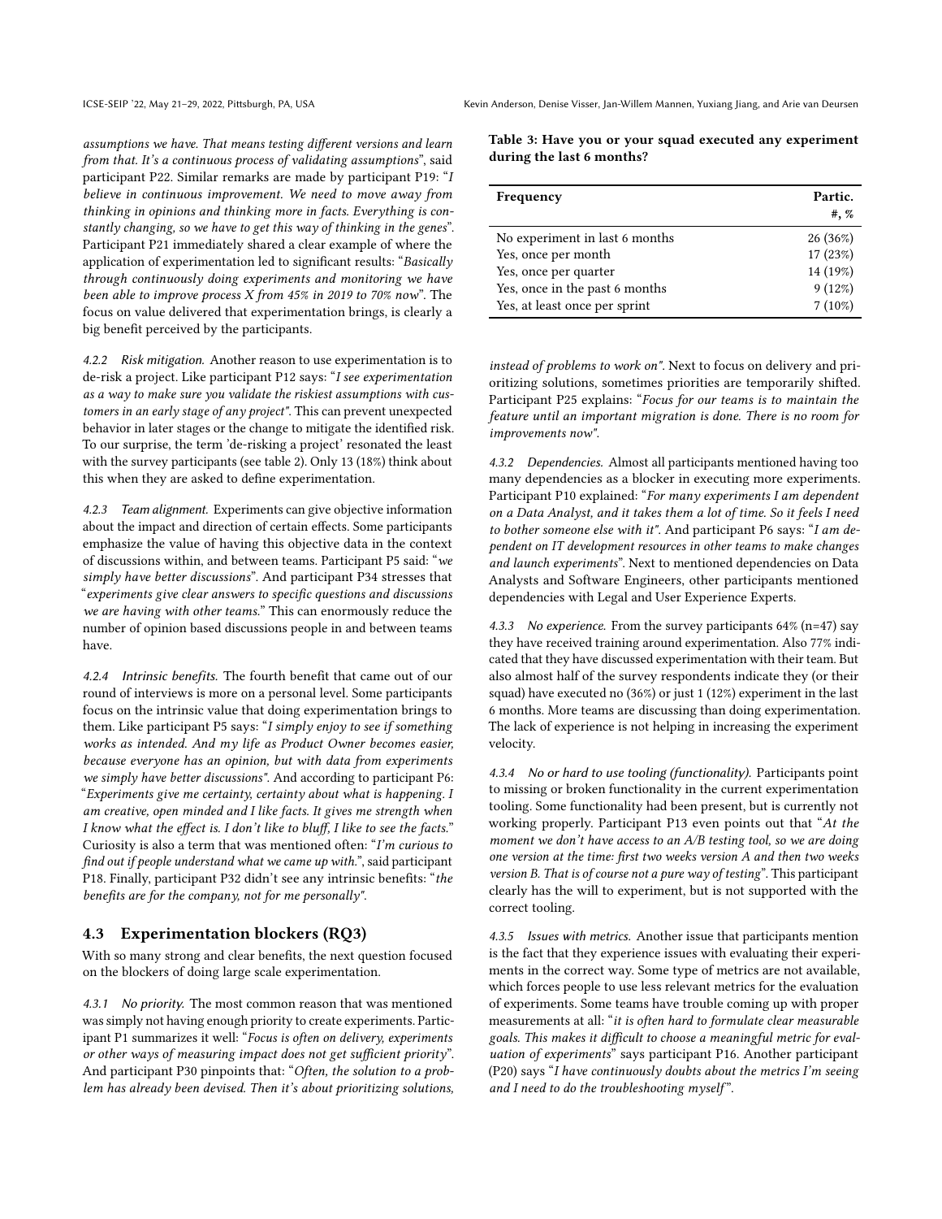*assumptions we have. That means testing different versions and learn from that. It's a continuous process of validating assumptions*", said participant P22. Similar remarks are made by participant P19: "*I believe in continuous improvement. We need to move away from thinking in opinions and thinking more in facts. Everything is constantly changing, so we have to get this way of thinking in the genes*". Participant P21 immediately shared a clear example of where the application of experimentation led to significant results: "*Basically through continuously doing experiments and monitoring we have been able to improve process X from 45% in 2019 to 70% now*". The focus on value delivered that experimentation brings, is clearly a big benefit perceived by the participants.

*4.2.2 Risk mitigation.* Another reason to use experimentation is to de-risk a project. Like participant P12 says: "*I see experimentation as a way to make sure you validate the riskiest assumptions with customers in an early stage of any project"*. This can prevent unexpected behavior in later stages or the change to mitigate the identified risk. To our surprise, the term 'de-risking a project' resonated the least with the survey participants (see table 2). Only 13 (18%) think about this when they are asked to define experimentation.

*4.2.3 Team alignment.* Experiments can give objective information about the impact and direction of certain effects. Some participants emphasize the value of having this objective data in the context of discussions within, and between teams. Participant P5 said: "*we simply have better discussions*". And participant P34 stresses that "*experiments give clear answers to specific questions and discussions we are having with other teams.*" This can enormously reduce the number of opinion based discussions people in and between teams have.

*4.2.4 Intrinsic benefits.* The fourth benefit that came out of our round of interviews is more on a personal level. Some participants focus on the intrinsic value that doing experimentation brings to them. Like participant P5 says: "*I simply enjoy to see if something works as intended. And my life as Product Owner becomes easier, because everyone has an opinion, but with data from experiments we simply have better discussions"*. And according to participant P6: "*Experiments give me certainty, certainty about what is happening. I am creative, open minded and I like facts. It gives me strength when I know what the effect is. I don't like to bluff, I like to see the facts.*" Curiosity is also a term that was mentioned often: "*I'm curious to find out if people understand what we came up with.*", said participant P18. Finally, participant P32 didn't see any intrinsic benefits: "*the benefits are for the company, not for me personally"*.

## 4.3 Experimentation blockers (RQ3)

With so many strong and clear benefits, the next question focused on the blockers of doing large scale experimentation.

*4.3.1 No priority.* The most common reason that was mentioned was simply not having enough priority to create experiments. Participant P1 summarizes it well: "*Focus is often on delivery, experiments or other ways of measuring impact does not get sufficient priority*". And participant P30 pinpoints that: "*Often, the solution to a problem has already been devised. Then it's about prioritizing solutions, instead of problems to work on"*. Next to focus on delivery and prioritizing solutions, sometimes priorities are temporarily shifted. Participant P25 explains: "*Focus for our teams is to maintain the feature until an important migration is done. There is no room for improvements now"*.

**Table 3: Have you or your squad executed any experiment during the last 6 months?**

| Frequency | Partic. #, % |
|---|---|
| No experiment in last 6 months | 26 (36%) |
| Yes, once per month | 17 (23%) |
| Yes, once per quarter | 14 (19%) |
| Yes, once in the past 6 months | 9 (12%) |
| Yes, at least once per sprint | 7 (10%) |

*4.3.2 Dependencies.* Almost all participants mentioned having too many dependencies as a blocker in executing more experiments. Participant P10 explained: "*For many experiments I am dependent on a Data Analyst, and it takes them a lot of time. So it feels I need to bother someone else with it"*. And participant P6 says: "*I am dependent on IT development resources in other teams to make changes and launch experiments*". Next to mentioned dependencies on Data Analysts and Software Engineers, other participants mentioned dependencies with Legal and User Experience Experts.

*4.3.3 No experience.* From the survey participants 64% (n=47) say they have received training around experimentation. Also 77% indicated that they have discussed experimentation with their team. But also almost half of the survey respondents indicate they (or their squad) have executed no (36%) or just 1 (12%) experiment in the last 6 months. More teams are discussing than doing experimentation. The lack of experience is not helping in increasing the experiment velocity.

*4.3.4 No or hard to use tooling (functionality).* Participants point to missing or broken functionality in the current experimentation tooling. Some functionality had been present, but is currently not working properly. Participant P13 even points out that "*At the moment we don't have access to an A/B testing tool, so we are doing one version at the time: first two weeks version A and then two weeks version B. That is of course not a pure way of testing*". This participant clearly has the will to experiment, but is not supported with the correct tooling.

*4.3.5 Issues with metrics.* Another issue that participants mention is the fact that they experience issues with evaluating their experiments in the correct way. Some type of metrics are not available, which forces people to use less relevant metrics for the evaluation of experiments. Some teams have trouble coming up with proper measurements at all: "*it is often hard to formulate clear measurable goals. This makes it difficult to choose a meaningful metric for evaluation of experiments*" says participant P16. Another participant (P20) says "*I have continuously doubts about the metrics I'm seeing and I need to do the troubleshooting myself*".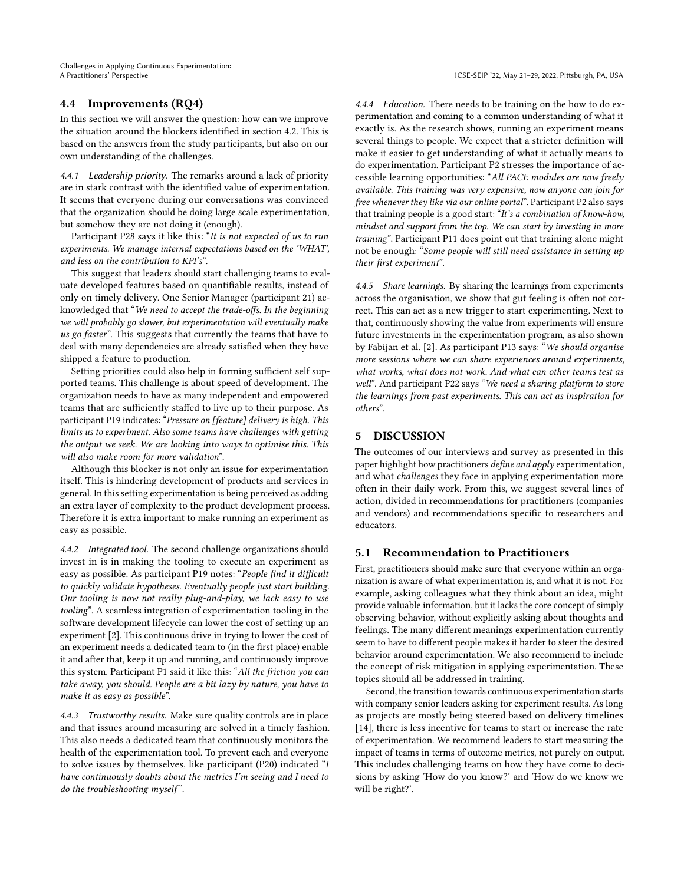## 4.4 Improvements (RQ4)

In this section we will answer the question: how can we improve the situation around the blockers identified in section 4.2. This is based on the answers from the study participants, but also on our own understanding of the challenges.

*4.4.1 Leadership priority.* The remarks around a lack of priority are in stark contrast with the identified value of experimentation. It seems that everyone during our conversations was convinced that the organization should be doing large scale experimentation, but somehow they are not doing it (enough).

Participant P28 says it like this: "*It is not expected of us to run experiments. We manage internal expectations based on the 'WHAT', and less on the contribution to KPI's*".

This suggest that leaders should start challenging teams to evaluate developed features based on quantifiable results, instead of only on timely delivery. One Senior Manager (participant 21) acknowledged that "*We need to accept the trade-offs. In the beginning we will probably go slower, but experimentation will eventually make us go faster*". This suggests that currently the teams that have to deal with many dependencies are already satisfied when they have shipped a feature to production.

Setting priorities could also help in forming sufficient self supported teams. This challenge is about speed of development. The organization needs to have as many independent and empowered teams that are sufficiently staffed to live up to their purpose. As participant P19 indicates: "*Pressure on [feature] delivery is high. This limits us to experiment. Also some teams have challenges with getting the output we seek. We are looking into ways to optimise this. This will also make room for more validation*".

Although this blocker is not only an issue for experimentation itself. This is hindering development of products and services in general. In this setting experimentation is being perceived as adding an extra layer of complexity to the product development process. Therefore it is extra important to make running an experiment as easy as possible.

*4.4.2 Integrated tool.* The second challenge organizations should invest in is in making the tooling to execute an experiment as easy as possible. As participant P19 notes: "*People find it difficult to quickly validate hypotheses. Eventually people just start building. Our tooling is now not really plug-and-play, we lack easy to use tooling*". A seamless integration of experimentation tooling in the software development lifecycle can lower the cost of setting up an experiment [2]. This continuous drive in trying to lower the cost of an experiment needs a dedicated team to (in the first place) enable it and after that, keep it up and running, and continuously improve this system. Participant P1 said it like this: "*All the friction you can take away, you should. People are a bit lazy by nature, you have to make it as easy as possible*".

*4.4.3 Trustworthy results.* Make sure quality controls are in place and that issues around measuring are solved in a timely fashion. This also needs a dedicated team that continuously monitors the health of the experimentation tool. To prevent each and everyone to solve issues by themselves, like participant (P20) indicated "*I have continuously doubts about the metrics I'm seeing and I need to do the troubleshooting myself*".

*4.4.4 Education.* There needs to be training on the how to do experimentation and coming to a common understanding of what it exactly is. As the research shows, running an experiment means several things to people. We expect that a stricter definition will make it easier to get understanding of what it actually means to do experimentation. Participant P2 stresses the importance of accessible learning opportunities: "*All PACE modules are now freely available. This training was very expensive, now anyone can join for free whenever they like via our online portal*". Participant P2 also says that training people is a good start: "*It's a combination of know-how, mindset and support from the top. We can start by investing in more training*". Participant P11 does point out that training alone might not be enough: "*Some people will still need assistance in setting up their first experiment*".

*4.4.5 Share learnings.* By sharing the learnings from experiments across the organisation, we show that gut feeling is often not correct. This can act as a new trigger to start experimenting. Next to that, continuously showing the value from experiments will ensure future investments in the experimentation program, as also shown by Fabijan et al. [2]. As participant P13 says: "*We should organise more sessions where we can share experiences around experiments, what works, what does not work. And what can other teams test as well*". And participant P22 says "*We need a sharing platform to store the learnings from past experiments. This can act as inspiration for others*".

# 5 DISCUSSION

The outcomes of our interviews and survey as presented in this paper highlight how practitioners *define and apply* experimentation, and what *challenges* they face in applying experimentation more often in their daily work. From this, we suggest several lines of action, divided in recommendations for practitioners (companies and vendors) and recommendations specific to researchers and educators.

## 5.1 Recommendation to Practitioners

First, practitioners should make sure that everyone within an organization is aware of what experimentation is, and what it is not. For example, asking colleagues what they think about an idea, might provide valuable information, but it lacks the core concept of simply observing behavior, without explicitly asking about thoughts and feelings. The many different meanings experimentation currently seem to have to different people makes it harder to steer the desired behavior around experimentation. We also recommend to include the concept of risk mitigation in applying experimentation. These topics should all be addressed in training.

Second, the transition towards continuous experimentation starts with company senior leaders asking for experiment results. As long as projects are mostly being steered based on delivery timelines [14], there is less incentive for teams to start or increase the rate of experimentation. We recommend leaders to start measuring the impact of teams in terms of outcome metrics, not purely on output. This includes challenging teams on how they have come to decisions by asking 'How do you know?' and 'How do we know we will be right?'.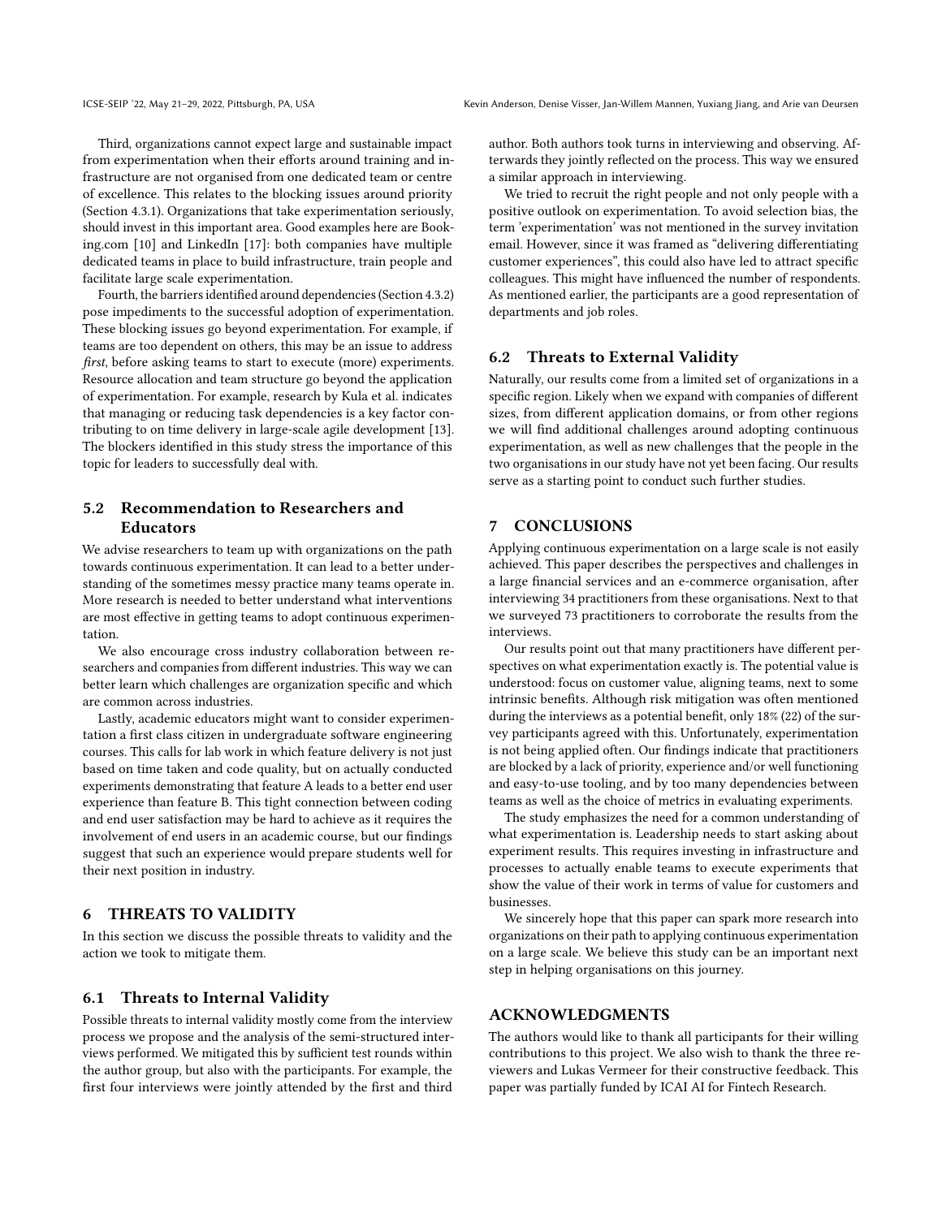Third, organizations cannot expect large and sustainable impact from experimentation when their efforts around training and infrastructure are not organised from one dedicated team or centre of excellence. This relates to the blocking issues around priority (Section 4.3.1). Organizations that take experimentation seriously, should invest in this important area. Good examples here are Booking.com [10] and LinkedIn [17]: both companies have multiple dedicated teams in place to build infrastructure, train people and facilitate large scale experimentation.

Fourth, the barriers identified around dependencies (Section 4.3.2) pose impediments to the successful adoption of experimentation. These blocking issues go beyond experimentation. For example, if teams are too dependent on others, this may be an issue to address *first*, before asking teams to start to execute (more) experiments. Resource allocation and team structure go beyond the application of experimentation. For example, research by Kula et al. indicates that managing or reducing task dependencies is a key factor contributing to on time delivery in large-scale agile development [13]. The blockers identified in this study stress the importance of this topic for leaders to successfully deal with.

## 5.2 Recommendation to Researchers and Educators

We advise researchers to team up with organizations on the path towards continuous experimentation. It can lead to a better understanding of the sometimes messy practice many teams operate in. More research is needed to better understand what interventions are most effective in getting teams to adopt continuous experimentation.

We also encourage cross industry collaboration between researchers and companies from different industries. This way we can better learn which challenges are organization specific and which are common across industries.

Lastly, academic educators might want to consider experimentation a first class citizen in undergraduate software engineering courses. This calls for lab work in which feature delivery is not just based on time taken and code quality, but on actually conducted experiments demonstrating that feature A leads to a better end user experience than feature B. This tight connection between coding and end user satisfaction may be hard to achieve as it requires the involvement of end users in an academic course, but our findings suggest that such an experience would prepare students well for their next position in industry.

# 6 THREATS TO VALIDITY

In this section we discuss the possible threats to validity and the action we took to mitigate them.

## 6.1 Threats to Internal Validity

Possible threats to internal validity mostly come from the interview process we propose and the analysis of the semi-structured interviews performed. We mitigated this by sufficient test rounds within the author group, but also with the participants. For example, the first four interviews were jointly attended by the first and third author. Both authors took turns in interviewing and observing. Afterwards they jointly reflected on the process. This way we ensured a similar approach in interviewing.

We tried to recruit the right people and not only people with a positive outlook on experimentation. To avoid selection bias, the term 'experimentation' was not mentioned in the survey invitation email. However, since it was framed as "delivering differentiating customer experiences", this could also have led to attract specific colleagues. This might have influenced the number of respondents. As mentioned earlier, the participants are a good representation of departments and job roles.

## 6.2 Threats to External Validity

Naturally, our results come from a limited set of organizations in a specific region. Likely when we expand with companies of different sizes, from different application domains, or from other regions we will find additional challenges around adopting continuous experimentation, as well as new challenges that the people in the two organisations in our study have not yet been facing. Our results serve as a starting point to conduct such further studies.

# 7 CONCLUSIONS

Applying continuous experimentation on a large scale is not easily achieved. This paper describes the perspectives and challenges in a large financial services and an e-commerce organisation, after interviewing 34 practitioners from these organisations. Next to that we surveyed 73 practitioners to corroborate the results from the interviews.

Our results point out that many practitioners have different perspectives on what experimentation exactly is. The potential value is understood: focus on customer value, aligning teams, next to some intrinsic benefits. Although risk mitigation was often mentioned during the interviews as a potential benefit, only 18% (22) of the survey participants agreed with this. Unfortunately, experimentation is not being applied often. Our findings indicate that practitioners are blocked by a lack of priority, experience and/or well functioning and easy-to-use tooling, and by too many dependencies between teams as well as the choice of metrics in evaluating experiments.

The study emphasizes the need for a common understanding of what experimentation is. Leadership needs to start asking about experiment results. This requires investing in infrastructure and processes to actually enable teams to execute experiments that show the value of their work in terms of value for customers and businesses.

We sincerely hope that this paper can spark more research into organizations on their path to applying continuous experimentation on a large scale. We believe this study can be an important next step in helping organisations on this journey.

# ACKNOWLEDGMENTS

The authors would like to thank all participants for their willing contributions to this project. We also wish to thank the three reviewers and Lukas Vermeer for their constructive feedback. This paper was partially funded by ICAI AI for Fintech Research.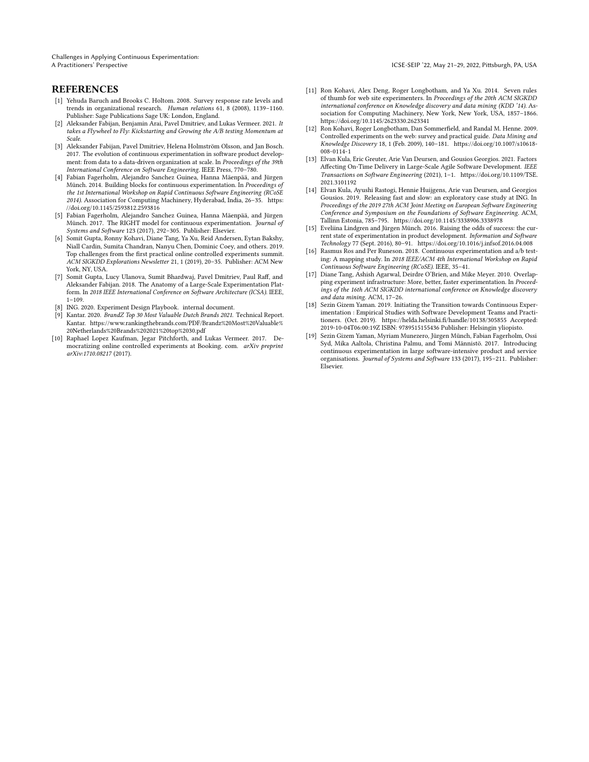## REFERENCES

[1] Yehuda Baruch and Brooks C. Holtom. 2008. Survey response rate levels and trends in organizational research. *Human relations* 61, 8 (2008), 1139–1160. Publisher: Sage Publications Sage UK: London, England.

[2] Aleksander Fabijan, Benjamin Arai, Pavel Dmitriev, and Lukas Vermeer. 2021. *It takes a Flywheel to Fly: Kickstarting and Growing the A/B testing Momentum at Scale.*

[3] Aleksander Fabijan, Pavel Dmitriev, Helena Holmström Olsson, and Jan Bosch. 2017. The evolution of continuous experimentation in software product development: from data to a data-driven organization at scale. In *Proceedings of the 39th International Conference on Software Engineering*. IEEE Press, 770–780.

[4] Fabian Fagerholm, Alejandro Sanchez Guinea, Hanna Mäenpää, and Jürgen Münch. 2014. Building blocks for continuous experimentation. In *Proceedings of the 1st International Workshop on Rapid Continuous Software Engineering (RCoSE 2014)*. Association for Computing Machinery, Hyderabad, India, 26–35. https://doi.org/10.1145/2593812.2593816

[5] Fabian Fagerholm, Alejandro Sanchez Guinea, Hanna Mäenpää, and Jürgen Münch. 2017. The RIGHT model for continuous experimentation. *Journal of Systems and Software* 123 (2017), 292–305. Publisher: Elsevier.

[6] Somit Gupta, Ronny Kohavi, Diane Tang, Ya Xu, Reid Andersen, Eytan Bakshy, Niall Cardin, Sumita Chandran, Nanyu Chen, Dominic Coey, and others. 2019. Top challenges from the first practical online controlled experiments summit. *ACM SIGKDD Explorations Newsletter* 21, 1 (2019), 20–35. Publisher: ACM New York, NY, USA.

[7] Somit Gupta, Lucy Ulanova, Sumit Bhardwaj, Pavel Dmitriev, Paul Raff, and Aleksander Fabijan. 2018. The Anatomy of a Large-Scale Experimentation Platform. In *2018 IEEE International Conference on Software Architecture (ICSA)*. IEEE, 1–109.

[8] ING. 2020. Experiment Design Playbook. internal document.

[9] Kantar. 2020. *BrandZ Top 30 Most Valuable Dutch Brands 2021.* Technical Report. Kantar. https://www.rankingthebrands.com/PDF/Brandz%20Most%20Valuable%20Netherlands%20Brands%202021%20top%2030.pdf

[10] Raphael Lopez Kaufman, Jegar Pitchforth, and Lukas Vermeer. 2017. Democratizing online controlled experiments at Booking. com. *arXiv preprint arXiv:1710.08217* (2017).

[11] Ron Kohavi, Alex Deng, Roger Longbotham, and Ya Xu. 2014. Seven rules of thumb for web site experimenters. In *Proceedings of the 20th ACM SIGKDD international conference on Knowledge discovery and data mining (KDD '14)*. Association for Computing Machinery, New York, New York, USA, 1857–1866. https://doi.org/10.1145/2623330.2623341

[12] Ron Kohavi, Roger Longbotham, Dan Sommerfield, and Randal M. Henne. 2009. Controlled experiments on the web: survey and practical guide. *Data Mining and Knowledge Discovery* 18, 1 (Feb. 2009), 140–181. https://doi.org/10.1007/s10618-008-0114-1

[13] Elvan Kula, Eric Greuter, Arie Van Deursen, and Gousios Georgios. 2021. Factors Affecting On-Time Delivery in Large-Scale Agile Software Development. *IEEE Transactions on Software Engineering* (2021), 1–1. https://doi.org/10.1109/TSE.2021.3101192

[14] Elvan Kula, Ayushi Rastogi, Hennie Huijgens, Arie van Deursen, and Georgios Gousios. 2019. Releasing fast and slow: an exploratory case study at ING. In *Proceedings of the 2019 27th ACM Joint Meeting on European Software Engineering Conference and Symposium on the Foundations of Software Engineering*. ACM, Tallinn Estonia, 785–795. https://doi.org/10.1145/3338906.3338978

[15] Eveliina Lindgren and Jürgen Münch. 2016. Raising the odds of success: the current state of experimentation in product development. *Information and Software Technology* 77 (Sept. 2016), 80–91. https://doi.org/10.1016/j.infsof.2016.04.008

[16] Rasmus Ros and Per Runeson. 2018. Continuous experimentation and a/b testing: A mapping study. In *2018 IEEE/ACM 4th International Workshop on Rapid Continuous Software Engineering (RCoSE)*. IEEE, 35–41.

[17] Diane Tang, Ashish Agarwal, Deirdre O'Brien, and Mike Meyer. 2010. Overlapping experiment infrastructure: More, better, faster experimentation. In *Proceedings of the 16th ACM SIGKDD international conference on Knowledge discovery and data mining*. ACM, 17–26.

[18] Sezin Gizem Yaman. 2019. Initiating the Transition towards Continuous Experimentation : Empirical Studies with Software Development Teams and Practitioners. (Oct. 2019). https://helda.helsinki.fi/handle/10138/305855 Accepted: 2019-10-04T06:00:19Z ISBN: 9789515155436 Publisher: Helsingin yliopisto.

[19] Sezin Gizem Yaman, Myriam Munezero, Jürgen Münch, Fabian Fagerholm, Ossi Syd, Mika Aaltola, Christina Palmu, and Tomi Männistö. 2017. Introducing continuous experimentation in large software-intensive product and service organisations. *Journal of Systems and Software* 133 (2017), 195–211. Publisher: Elsevier.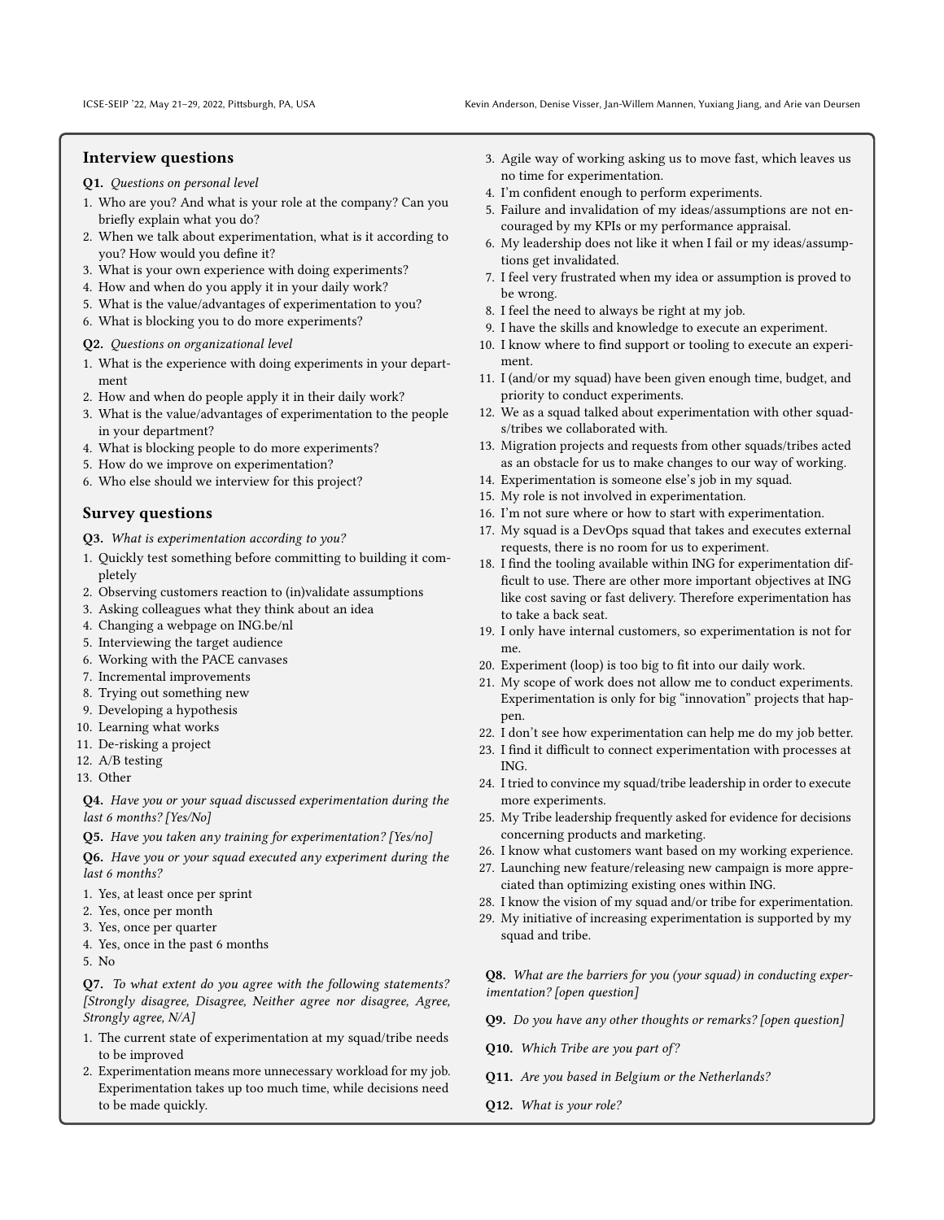## Interview questions

**Q1.** *Questions on personal level*

1. Who are you? And what is your role at the company? Can you briefly explain what you do?
2. When we talk about experimentation, what is it according to you? How would you define it?
3. What is your own experience with doing experiments?
4. How and when do you apply it in your daily work?
5. What is the value/advantages of experimentation to you?
6. What is blocking you to do more experiments?

**Q2.** *Questions on organizational level*

1. What is the experience with doing experiments in your department
2. How and when do people apply it in their daily work?
3. What is the value/advantages of experimentation to the people in your department?
4. What is blocking people to do more experiments?
5. How do we improve on experimentation?
6. Who else should we interview for this project?

## Survey questions

**Q3.** *What is experimentation according to you?*

1. Quickly test something before committing to building it completely
2. Observing customers reaction to (in)validate assumptions
3. Asking colleagues what they think about an idea
4. Changing a webpage on ING.be/nl
5. Interviewing the target audience
6. Working with the PACE canvases
7. Incremental improvements
8. Trying out something new
9. Developing a hypothesis
10. Learning what works
11. De-risking a project
12. A/B testing
13. Other

**Q4.** *Have you or your squad discussed experimentation during the last 6 months? [Yes/No]*

**Q5.** *Have you taken any training for experimentation? [Yes/no]*

**Q6.** *Have you or your squad executed any experiment during the last 6 months?*

1. Yes, at least once per sprint
2. Yes, once per month
3. Yes, once per quarter
4. Yes, once in the past 6 months
5. No

**Q7.** *To what extent do you agree with the following statements? [Strongly disagree, Disagree, Neither agree nor disagree, Agree, Strongly agree, N/A]*

1. The current state of experimentation at my squad/tribe needs to be improved
2. Experimentation means more unnecessary workload for my job. Experimentation takes up too much time, while decisions need to be made quickly.
3. Agile way of working asking us to move fast, which leaves us no time for experimentation.
4. I'm confident enough to perform experiments.
5. Failure and invalidation of my ideas/assumptions are not encouraged by my KPIs or my performance appraisal.
6. My leadership does not like it when I fail or my ideas/assumptions get invalidated.
7. I feel very frustrated when my idea or assumption is proved to be wrong.
8. I feel the need to always be right at my job.
9. I have the skills and knowledge to execute an experiment.
10. I know where to find support or tooling to execute an experiment.
11. I (and/or my squad) have been given enough time, budget, and priority to conduct experiments.
12. We as a squad talked about experimentation with other squads/tribes we collaborated with.
13. Migration projects and requests from other squads/tribes acted as an obstacle for us to make changes to our way of working.
14. Experimentation is someone else's job in my squad.
15. My role is not involved in experimentation.
16. I'm not sure where or how to start with experimentation.
17. My squad is a DevOps squad that takes and executes external requests, there is no room for us to experiment.
18. I find the tooling available within ING for experimentation difficult to use. There are other more important objectives at ING like cost saving or fast delivery. Therefore experimentation has to take a back seat.
19. I only have internal customers, so experimentation is not for me.
20. Experiment (loop) is too big to fit into our daily work.
21. My scope of work does not allow me to conduct experiments. Experimentation is only for big "innovation" projects that happen.
22. I don't see how experimentation can help me do my job better.
23. I find it difficult to connect experimentation with processes at ING.
24. I tried to convince my squad/tribe leadership in order to execute more experiments.
25. My Tribe leadership frequently asked for evidence for decisions concerning products and marketing.
26. I know what customers want based on my working experience.
27. Launching new feature/releasing new campaign is more appreciated than optimizing existing ones within ING.
28. I know the vision of my squad and/or tribe for experimentation.
29. My initiative of increasing experimentation is supported by my squad and tribe.

**Q8.** *What are the barriers for you (your squad) in conducting experimentation? [open question]*

**Q9.** *Do you have any other thoughts or remarks? [open question]*

**Q10.** *Which Tribe are you part of?*

**Q11.** *Are you based in Belgium or the Netherlands?*

**Q12.** *What is your role?*